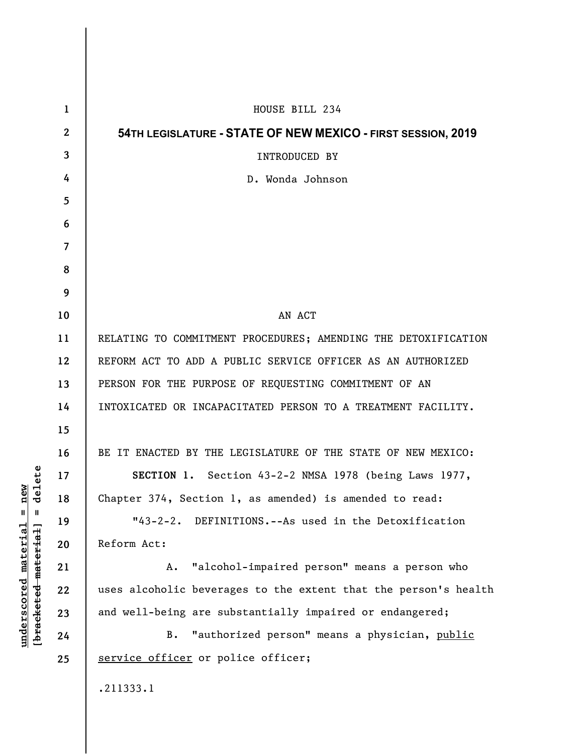HOUSE BILL 234

**54TH LEGISLATURE - STATE OF NEW MEXICO - FIRST SESSION, 2019**

INTRODUCED BY

D. Wonda Johnson

AN ACT

RELATING TO COMMITMENT PROCEDURES; AMENDING THE DETOXIFICATION REFORM ACT TO ADD A PUBLIC SERVICE OFFICER AS AN AUTHORIZED PERSON FOR THE PURPOSE OF REQUESTING COMMITMENT OF AN INTOXICATED OR INCAPACITATED PERSON TO A TREATMENT FACILITY.

BE IT ENACTED BY THE LEGISLATURE OF THE STATE OF NEW MEXICO:

**SECTION 1.** Section 43-2-2 NMSA 1978 (being Laws 1977, Chapter 374, Section 1, as amended) is amended to read:

"43-2-2. DEFINITIONS.--As used in the Detoxification Reform Act:

A. "alcohol-impaired person" means a person who uses alcoholic beverages to the extent that the person's health and well-being are substantially impaired or endangered;

B. "authorized person" means a physician, <u>public service officer</u> or police officer;

.211333.1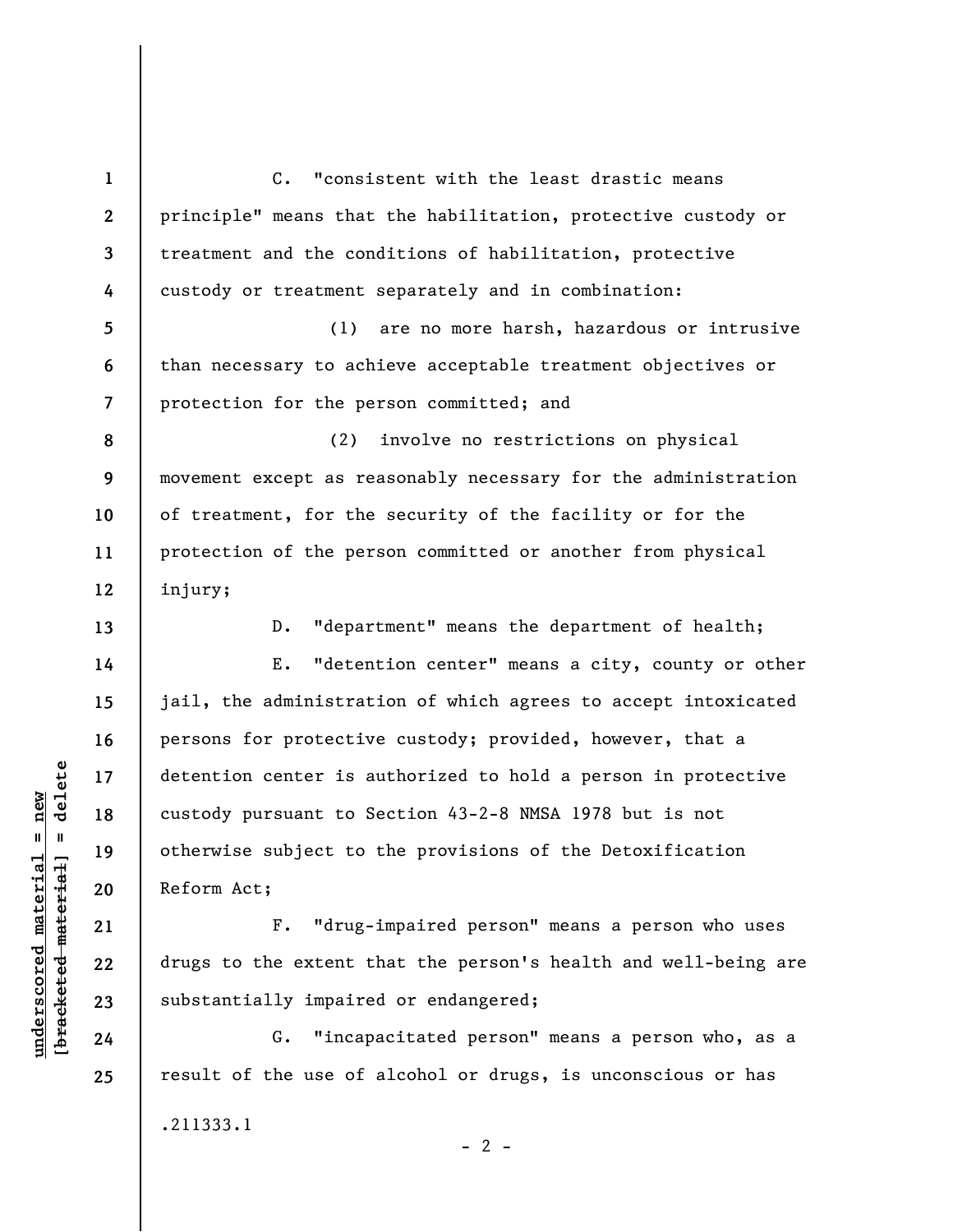C. "consistent with the least drastic means principle" means that the habilitation, protective custody or treatment and the conditions of habilitation, protective custody or treatment separately and in combination:

(1) are no more harsh, hazardous or intrusive than necessary to achieve acceptable treatment objectives or protection for the person committed; and

(2) involve no restrictions on physical movement except as reasonably necessary for the administration of treatment, for the security of the facility or for the protection of the person committed or another from physical injury;

D. "department" means the department of health;

E. "detention center" means a city, county or other jail, the administration of which agrees to accept intoxicated persons for protective custody; provided, however, that a detention center is authorized to hold a person in protective custody pursuant to Section 43-2-8 NMSA 1978 but is not otherwise subject to the provisions of the Detoxification Reform Act;

F. "drug-impaired person" means a person who uses drugs to the extent that the person's health and well-being are substantially impaired or endangered;

G. "incapacitated person" means a person who, as a result of the use of alcohol or drugs, is unconscious or has

.211333.1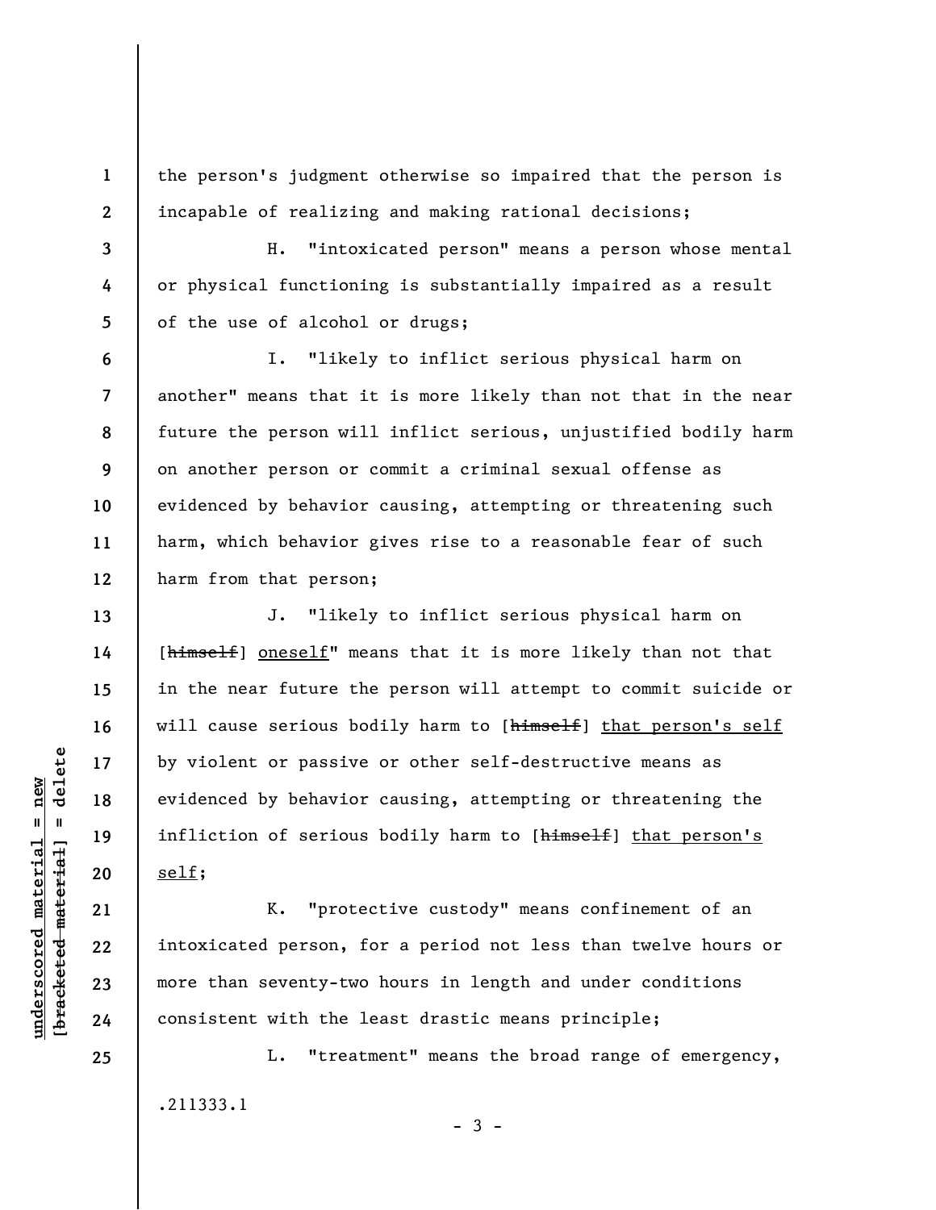the person's judgment otherwise so impaired that the person is incapable of realizing and making rational decisions;

H. "intoxicated person" means a person whose mental or physical functioning is substantially impaired as a result of the use of alcohol or drugs;

I. "likely to inflict serious physical harm on another" means that it is more likely than not that in the near future the person will inflict serious, unjustified bodily harm on another person or commit a criminal sexual offense as evidenced by behavior causing, attempting or threatening such harm, which behavior gives rise to a reasonable fear of such harm from that person;

J. "likely to inflict serious physical harm on [~~himself~~] <u>oneself</u>" means that it is more likely than not that in the near future the person will attempt to commit suicide or will cause serious bodily harm to [~~himself~~] <u>that person's self</u> by violent or passive or other self-destructive means as evidenced by behavior causing, attempting or threatening the infliction of serious bodily harm to [~~himself~~] <u>that person's self</u>;

K. "protective custody" means confinement of an intoxicated person, for a period not less than twelve hours or more than seventy-two hours in length and under conditions consistent with the least drastic means principle;

L. "treatment" means the broad range of emergency,

.211333.1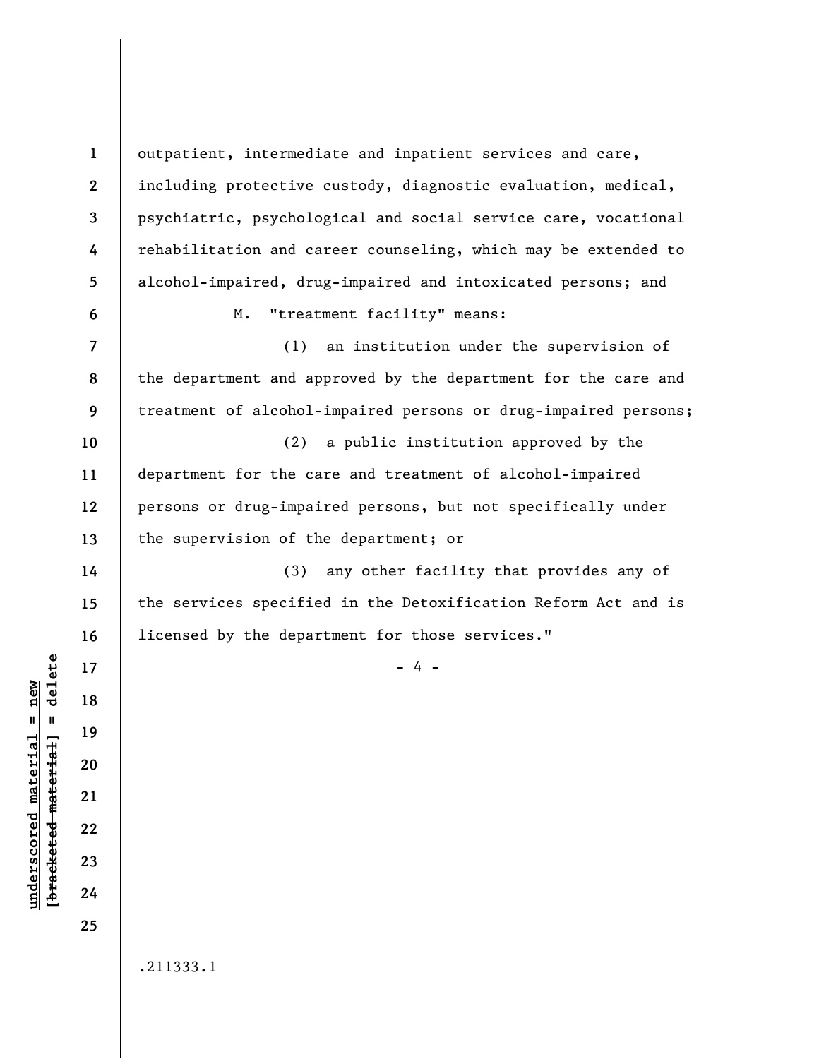outpatient, intermediate and inpatient services and care, including protective custody, diagnostic evaluation, medical, psychiatric, psychological and social service care, vocational rehabilitation and career counseling, which may be extended to alcohol-impaired, drug-impaired and intoxicated persons; and

M. "treatment facility" means:

(1) an institution under the supervision of the department and approved by the department for the care and treatment of alcohol-impaired persons or drug-impaired persons;

(2) a public institution approved by the department for the care and treatment of alcohol-impaired persons or drug-impaired persons, but not specifically under the supervision of the department; or

(3) any other facility that provides any of the services specified in the Detoxification Reform Act and is licensed by the department for those services."

.211333.1